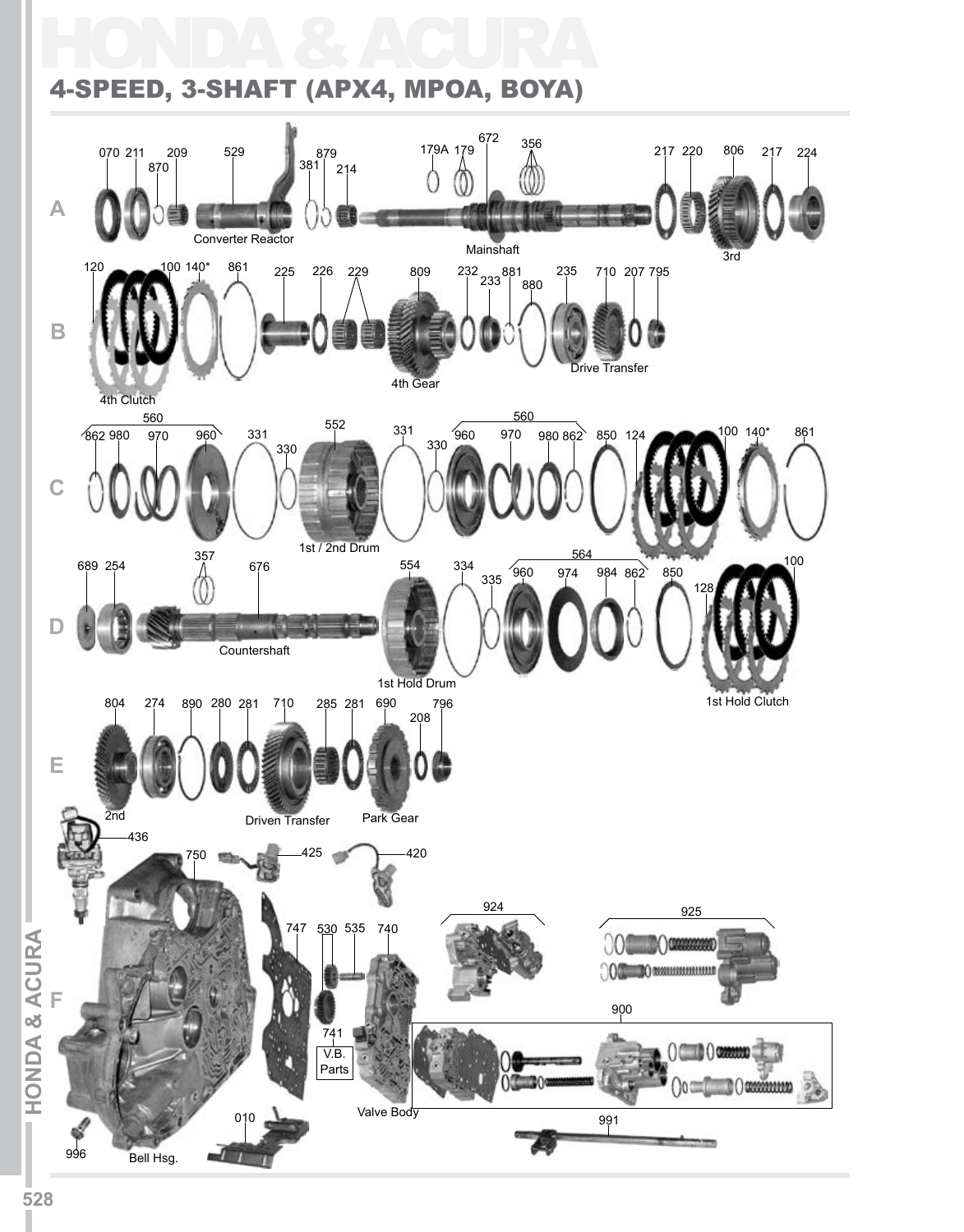# HONDA & ACURA

## 4-SPEED, 3-SHAFT (APX4, MPOA, BOYA)

**A**

070 211 870 209 529 381 879 214 179A 179 672 356 217 220 806 217 224

Converter Reactor

Mainshaft

3rd

**B**

120 100 140* 861 225 226 229 809 232 233 881 880 235 710 207 795

4th Clutch

4th Gear

Drive Transfer

**C**

560: 862 980 970 960

331 330 552 331 330

560: 960 970 980 862

850 124 100 140* 861

1st / 2nd Drum

**D**

689 254 357 676 554 334 335

564: 960 974 984 862

850 128 100

Countershaft

1st Hold Drum

1st Hold Clutch

**E**

804 274 890 280 281 710 285 281 690 208 796

2nd

Driven Transfer

Park Gear

**F**

436 750 425 420 747 530 535 740 741 924 925 900 010 991 996

V.B. Parts

Valve Body

Bell Hsg.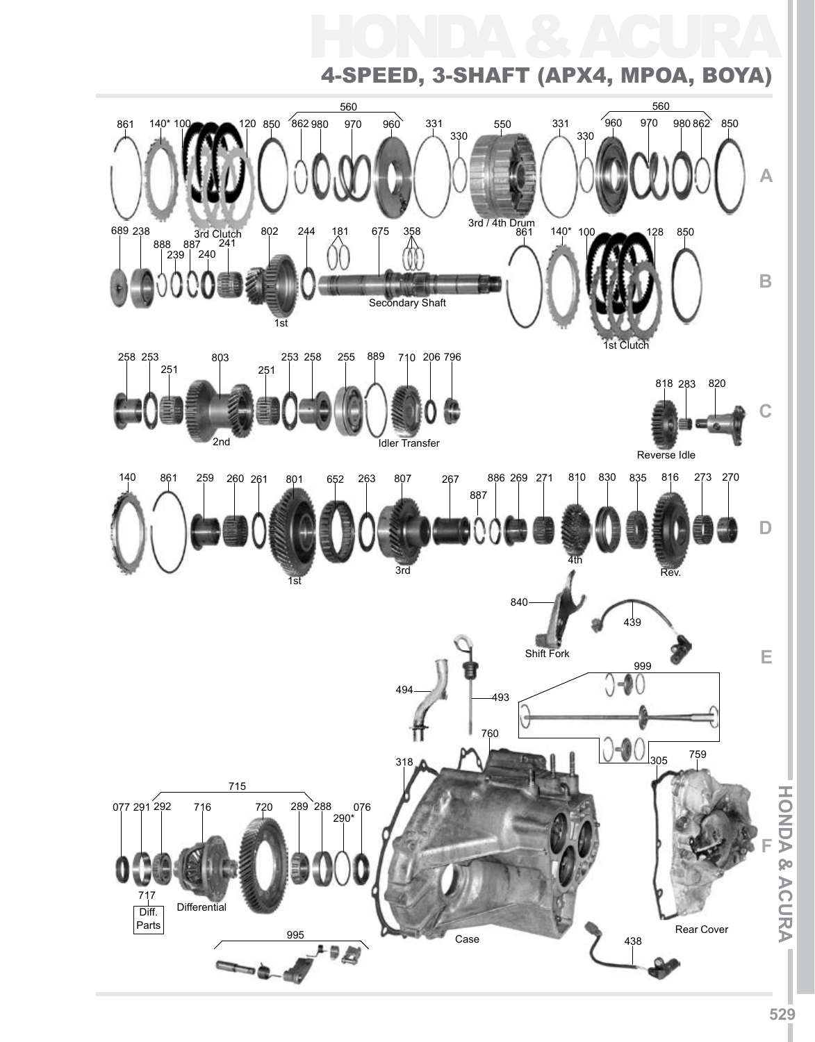# HONDA & ACURA

## 4-SPEED, 3-SHAFT (APX4, MPOA, BOYA)

**A**

861, 140*, 100, 120, 850, 560 (862, 980, 970, 960), 331, 330, 550, 331, 330, 560 (960, 970, 980, 862), 850

3rd Clutch

3rd / 4th Drum

**B**

689, 238, 888, 887, 239, 240, 241, 802, 244, 181, 675, 358, 861, 140*, 100, 128, 850

1st

Secondary Shaft

1st Clutch

**C**

258, 253, 251, 803, 251, 253, 258, 255, 889, 710, 206, 796, 818, 283, 820

2nd

Idler Transfer

Reverse Idle

**D**

140, 861, 259, 260, 261, 801, 652, 263, 807, 267, 886, 887, 269, 271, 810, 830, 835, 816, 273, 270

1st

3rd

4th

Rev.

**E**

840

Shift Fork

439

999

494

493

760

**F**

318

305

759

715 (291, 292, 716, 720, 289, 288)

077, 076, 290*

717 Diff. Parts

Differential

Case

Rear Cover

995

438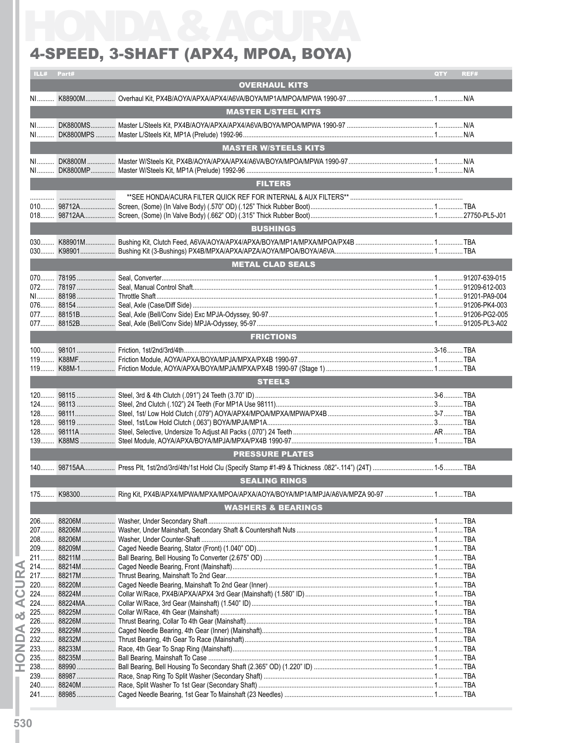# HONDA & ACURA

## 4-SPEED, 3-SHAFT (APX4, MPOA, BOYA)

| ILL# | Part# | Description | QTY | REF# |
|---|---|---|---|---|
| | | **OVERHAUL KITS** | | |
| NI | K88900M | Overhaul Kit, PX4B/AOYA/APXA/APX4/A6VA/BOYA/MP1A/MPOA/MPWA 1990-97 | 1 | N/A |
| | | **MASTER L/STEEL KITS** | | |
| NI | DK8800MS | Master L/Steels Kit, PX4B/AOYA/APXA/APX4/A6VA/BOYA/MPOA/MPWA 1990-97 | 1 | N/A |
| NI | DK8800MPS | Master L/Steels Kit, MP1A (Prelude) 1992-96 | 1 | N/A |
| | | **MASTER W/STEELS KITS** | | |
| NI | DK8800M | Master W/Steels Kit, PX4B/AOYA/APXA/APX4/A6VA/BOYA/MPOA/MPWA 1990-97 | 1 | N/A |
| NI | DK8800MP | Master W/Steels Kit, MP1A (Prelude) 1992-96 | 1 | N/A |
| | | **FILTERS** | | |
| | | **SEE HONDA/ACURA FILTER QUICK REF FOR INTERNAL & AUX FILTERS** | | |
| 010 | 98712A | Screen, (Some) (In Valve Body) (.570" OD) (.125" Thick Rubber Boot) | 1 | TBA |
| 018 | 98712AA | Screen, (Some) (In Valve Body) (.662" OD) (.315" Thick Rubber Boot) | 1 | 27750-PL5-J01 |
| | | **BUSHINGS** | | |
| 030 | K88901M | Bushing Kit, Clutch Feed, A6VA/AOYA/APX4/APXA/BOYA/MP1A/MPXA/MPOA/PX4B | 1 | TBA |
| 030 | K98901 | Bushing Kit (3-Bushings) PX4B/MPXA/APXA/APZA/AOYA/MPOA/BOYA/A6VA | 1 | TBA |
| | | **METAL CLAD SEALS** | | |
| 070 | 78195 | Seal, Converter | 1 | 91207-639-015 |
| 072 | 78197 | Seal, Manual Control Shaft | 1 | 91209-612-003 |
| NI | 88198 | Throttle Shaft | 1 | 91201-PA9-004 |
| 076 | 88154 | Seal, Axle (Case/Diff Side) | 1 | 91206-PK4-003 |
| 077 | 88151B | Seal, Axle (Bell/Conv Side) Exc MPJA-Odyssey, 90-97 | 1 | 91206-PG2-005 |
| 077 | 88152B | Seal, Axle (Bell/Conv Side) MPJA-Odyssey, 95-97 | 1 | 91205-PL3-A02 |
| | | **FRICTIONS** | | |
| 100 | 98101 | Friction, 1st/2nd/3rd/4th | 3-16 | TBA |
| 119 | K88MF | Friction Module, AOYA/APXA/BOYA/MPJA/MPXA/PX4B 1990-97 | 1 | TBA |
| 119 | K88M-1 | Friction Module, AOYA/APXA/BOYA/MPJA/MPXA/PX4B 1990-97 (Stage 1) | 1 | TBA |
| | | **STEELS** | | |
| 120 | 98115 | Steel, 3rd & 4th Clutch (.091") 24 Teeth (3.70" ID) | 3-6 | TBA |
| 124 | 98113 | Steel, 2nd Clutch (.102") 24 Teeth (For MP1A Use 98111) | 3 | TBA |
| 128 | 98111 | Steel, 1st/ Low Hold Clutch (.079") AOYA/APX4/MPOA/MPXA/MPWA/PX4B | 3-7 | TBA |
| 128 | 98119 | Steel, 1st/Low Hold Clutch (.063") BOYA/MPJA/MP1A | 3 | TBA |
| 128 | 98111A | Steel, Selective, Undersize To Adjust All Packs (.070") 24 Teeth | AR | TBA |
| 139 | K88MS | Steel Module, AOYA/APXA/BOYA/MPJA/MPXA/PX4B 1990-97 | 1 | TBA |
| | | **PRESSURE PLATES** | | |
| 140 | 98715AA | Press Plt, 1st/2nd/3rd/4th/1st Hold Clu (Specify Stamp #1-#9 & Thickness .082"-.114") (24T) | 1-5 | TBA |
| | | **SEALING RINGS** | | |
| 175 | K98300 | Ring Kit, PX4B/APX4/MPWA/MPXA/MPOA/APXA/AOYA/BOYA/MP1A/MPJA/A6VA/MPZA 90-97 | 1 | TBA |
| | | **WASHERS & BEARINGS** | | |
| 206 | 88206M | Washer, Under Secondary Shaft | 1 | TBA |
| 207 | 88206M | Washer, Under Mainshaft, Secondary Shaft & Countershaft Nuts | 1 | TBA |
| 208 | 88206M | Washer, Under Counter-Shaft | 1 | TBA |
| 209 | 88209M | Caged Needle Bearing, Stator (Front) (1.040" OD) | 1 | TBA |
| 211 | 88211M | Ball Bearing, Bell Housing To Converter (2.675" OD) | 1 | TBA |
| 214 | 88214M | Caged Needle Bearing, Front (Mainshaft) | 1 | TBA |
| 217 | 88217M | Thrust Bearing, Mainshaft To 2nd Gear | 1 | TBA |
| 220 | 88220M | Caged Needle Bearing, Mainshaft To 2nd Gear (Inner) | 1 | TBA |
| 224 | 88224M | Collar W/Race, PX4B/APXA/APX4 3rd Gear (Mainshaft) (1.580" ID) | 1 | TBA |
| 224 | 88224MA | Collar W/Race, 3rd Gear (Mainshaft) (1.540" ID) | 1 | TBA |
| 225 | 88225M | Collar W/Race, 4th Gear (Mainshaft) | 1 | TBA |
| 226 | 88226M | Thrust Bearing, Collar To 4th Gear (Mainshaft) | 1 | TBA |
| 229 | 88229M | Caged Needle Bearing, 4th Gear (Inner) (Mainshaft) | 1 | TBA |
| 232 | 88232M | Thrust Bearing, 4th Gear To Race (Mainshaft) | 1 | TBA |
| 233 | 88233M | Race, 4th Gear To Snap Ring (Mainshaft) | 1 | TBA |
| 235 | 88235M | Ball Bearing, Mainshaft To Case | 1 | TBA |
| 238 | 88990 | Ball Bearing, Bell Housing To Secondary Shaft (2.365" OD) (1.220" ID) | 1 | TBA |
| 239 | 88987 | Race, Snap Ring To Split Washer (Secondary Shaft) | 1 | TBA |
| 240 | 88240M | Race, Split Washer To 1st Gear (Secondary Shaft) | 1 | TBA |
| 241 | 88985 | Caged Needle Bearing, 1st Gear To Mainshaft (23 Needles) | 1 | TBA |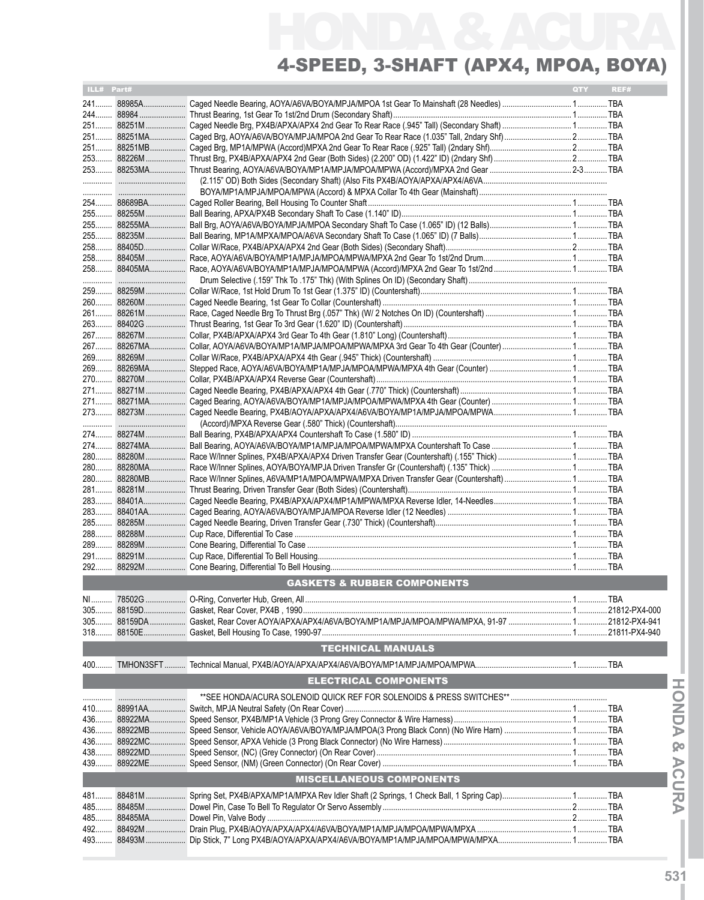# HONDA & ACURA

## 4-SPEED, 3-SHAFT (APX4, MPOA, BOYA)

| ILL# | Part# | | QTY | REF# |
|---|---|---|---|---|
| 241 | 88985A | Caged Needle Bearing, AOYA/A6VA/BOYA/MPJA/MPOA 1st Gear To Mainshaft (28 Needles) | 1 | TBA |
| 244 | 88984 | Thrust Bearing, 1st Gear To 1st/2nd Drum (Secondary Shaft) | 1 | TBA |
| 251 | 88251M | Caged Needle Brg, PX4B/APXA/APX4 2nd Gear To Rear Race (.945" Tall) (Secondary Shaft) | 1 | TBA |
| 251 | 88251MA | Caged Brg, AOYA/A6VA/BOYA/MPJA/MPOA 2nd Gear To Rear Race (1.035" Tall, 2ndary Shf) | 2 | TBA |
| 251 | 88251MB | Caged Brg, MP1A/MPWA (Accord)MPXA 2nd Gear To Rear Race (.925" Tall) (2ndary Shf) | 2 | TBA |
| 253 | 88226M | Thrust Brg, PX4B/APXA/APX4 2nd Gear (Both Sides) (2.200" OD) (1.422" ID) (2ndary Shf) | 2 | TBA |
| 253 | 88253MA | Thrust Bearing, AOYA/A6VA/BOYA/MP1A/MPJA/MPOA/MPWA (Accord)/MPXA 2nd Gear | 2-3 | TBA |
| | | (2.115" OD) Both Sides (Secondary Shaft) (Also Fits PX4B/AOYA/APXA/APX4/A6VA/ | | |
| | | BOYA/MP1A/MPJA/MPOA/MPWA (Accord) & MPXA Collar To 4th Gear (Mainshaft) | | |
| 254 | 88689BA | Caged Roller Bearing, Bell Housing To Counter Shaft | 1 | TBA |
| 255 | 88255M | Ball Bearing, APXA/PX4B Secondary Shaft To Case (1.140" ID) | 1 | TBA |
| 255 | 88255MA | Ball Brg, AOYA/A6VA/BOYA/MPJA/MPOA Secondary Shaft To Case (1.065" ID) (12 Balls) | 1 | TBA |
| 255 | 88235M | Ball Bearing, MP1A/MPXA/MPOA/A6VA Secondary Shaft To Case (1.065" ID) (7 Balls) | 1 | TBA |
| 258 | 88405D | Collar W/Race, PX4B/APXA/APX4 2nd Gear (Both Sides) (Secondary Shaft) | 2 | TBA |
| 258 | 88405M | Race, AOYA/A6VA/BOYA/MP1A/MPJA/MPOA/MPWA/MPXA 2nd Gear To 1st/2nd Drum | 1 | TBA |
| 258 | 88405MA | Race, AOYA/A6VA/BOYA/MP1A/MPJA/MPOA/MPWA (Accord)/MPXA 2nd Gear To 1st/2nd | 1 | TBA |
| | | Drum Selective (.159" Thk To .175" Thk) (With Splines On ID) (Secondary Shaft) | | |
| 259 | 88259M | Collar W/Race, 1st Hold Drum To 1st Gear (1.375" ID) (Countershaft) | 1 | TBA |
| 260 | 88260M | Caged Needle Bearing, 1st Gear To Collar (Countershaft) | 1 | TBA |
| 261 | 88261M | Race, Caged Needle Brg To Thrust Brg (.057" Thk) (W/ 2 Notches On ID) (Countershaft) | 1 | TBA |
| 263 | 88402G | Thrust Bearing, 1st Gear To 3rd Gear (1.620" ID) (Countershaft) | 1 | TBA |
| 267 | 88267M | Collar, PX4B/APXA/APX4 3rd Gear To 4th Gear (1.810" Long) (Countershaft) | 1 | TBA |
| 267 | 88267MA | Collar, AOYA/A6VA/BOYA/MP1A/MPJA/MPOA/MPWA/MPXA 3rd Gear To 4th Gear (Counter) | 1 | TBA |
| 269 | 88269M | Collar W/Race, PX4B/APXA/APX4 4th Gear (.945" Thick) (Countershaft) | 1 | TBA |
| 269 | 88269MA | Stepped Race, AOYA/A6VA/BOYA/MP1A/MPJA/MPOA/MPWA/MPXA 4th Gear (Counter) | 1 | TBA |
| 270 | 88270M | Collar, PX4B/APXA/APX4 Reverse Gear (Countershaft) | 1 | TBA |
| 271 | 88271M | Caged Needle Bearing, PX4B/APXA/APX4 4th Gear (.770" Thick) (Countershaft) | 1 | TBA |
| 271 | 88271MA | Caged Bearing, AOYA/A6VA/BOYA/MP1A/MPJA/MPOA/MPWA/MPXA 4th Gear (Counter) | 1 | TBA |
| 273 | 88273M | Caged Needle Bearing, PX4B/AOYA/APXA/APX4/A6VA/BOYA/MP1A/MPJA/MPOA/MPWA | 1 | TBA |
| | | (Accord)/MPXA Reverse Gear (.580" Thick) (Countershaft) | | |
| 274 | 88274M | Ball Bearing, PX4B/APXA/APX4 Countershaft To Case (1.580" ID) | 1 | TBA |
| 274 | 88274MA | Ball Bearing, AOYA/A6VA/BOYA/MP1A/MPJA/MPOA/MPWA/MPXA Countershaft To Case | 1 | TBA |
| 280 | 88280M | Race W/Inner Splines, PX4B/APXA/APX4 Driven Transfer Gear (Countershaft) (.155" Thick) | 1 | TBA |
| 280 | 88280MA | Race W/Inner Splines, AOYA/BOYA/MPJA Driven Transfer Gr (Countershaft) (.135" Thick) | 1 | TBA |
| 280 | 88280MB | Race W/Inner Splines, A6VA/MP1A/MPOA/MPWA/MPXA Driven Transfer Gear (Countershaft) | 1 | TBA |
| 281 | 88281M | Thrust Bearing, Driven Transfer Gear (Both Sides) (Countershaft) | 1 | TBA |
| 283 | 88401A | Caged Needle Bearing, PX4B/APXA/APX4/MP1A/MPWA/MPXA Reverse Idler, 14-Needles | 1 | TBA |
| 283 | 88401AA | Caged Bearing, AOYA/A6VA/BOYA/MPJA/MPOA Reverse Idler (12 Needles) | 1 | TBA |
| 285 | 88285M | Caged Needle Bearing, Driven Transfer Gear (.730" Thick) (Countershaft) | 1 | TBA |
| 288 | 88288M | Cup Race, Differential To Case | 1 | TBA |
| 289 | 88289M | Cone Bearing, Differential To Case | 1 | TBA |
| 291 | 88291M | Cup Race, Differential To Bell Housing | 1 | TBA |
| 292 | 88292M | Cone Bearing, Differential To Bell Housing | 1 | TBA |

### GASKETS & RUBBER COMPONENTS

| ILL# | Part# | | QTY | REF# |
|---|---|---|---|---|
| NI | 78502G | O-Ring, Converter Hub, Green, All | 1 | TBA |
| 305 | 88159D | Gasket, Rear Cover, PX4B , 1990 | 1 | 21812-PX4-000 |
| 305 | 88159DA | Gasket, Rear Cover AOYA/APXA/APX4/A6VA/BOYA/MP1A/MPJA/MPOA/MPWA/MPXA, 91-97 | 1 | 21812-PX4-941 |
| 318 | 88150E | Gasket, Bell Housing To Case, 1990-97 | 1 | 21811-PX4-940 |

### TECHNICAL MANUALS

| ILL# | Part# | | QTY | REF# |
|---|---|---|---|---|
| 400 | TMHON3SFT | Technical Manual, PX4B/AOYA/APXA/APX4/A6VA/BOYA/MP1A/MPJA/MPOA/MPWA | 1 | TBA |

### ELECTRICAL COMPONENTS

| ILL# | Part# | | QTY | REF# |
|---|---|---|---|---|
| | | **SEE HONDA/ACURA SOLENOID QUICK REF FOR SOLENOIDS & PRESS SWITCHES** | | |
| 410 | 88991AA | Switch, MPJA Neutral Safety (On Rear Cover) | 1 | TBA |
| 436 | 88922MA | Speed Sensor, PX4B/MP1A Vehicle (3 Prong Grey Connector & Wire Harness) | 1 | TBA |
| 436 | 88922MB | Speed Sensor, Vehicle AOYA/A6VA/BOYA/MPJA/MPOA(3 Prong Black Conn) (No Wire Harn) | 1 | TBA |
| 436 | 88922MC | Speed Sensor, APXA Vehicle 3 Prong Black Connector) (No Wire Harness) | 1 | TBA |
| 438 | 88922MD | Speed Sensor, (NC) (Grey Connector) (On Rear Cover) | 1 | TBA |
| 439 | 88922ME | Speed Sensor, (NM) (Green Connector) (On Rear Cover) | 1 | TBA |

### MISCELLANEOUS COMPONENTS

| ILL# | Part# | | QTY | REF# |
|---|---|---|---|---|
| 481 | 88481M | Spring Set, PX4B/APXA/MP1A/MPXA Rev Idler Shaft (2 Springs, 1 Check Ball, 1 Spring Cap) | 1 | TBA |
| 485 | 88485M | Dowel Pin, Case To Bell To Regulator Or Servo Assembly | 2 | TBA |
| 485 | 88485MA | Dowel Pin, Valve Body | 2 | TBA |
| 492 | 88492M | Drain Plug, PX4B/AOYA/APXA/APX4/A6VA/BOYA/MP1A/MPJA/MPOA/MPWA/MPXA | 1 | TBA |
| 493 | 88493M | Dip Stick, 7" Long PX4B/AOYA/APXA/APX4/A6VA/BOYA/MP1A/MPJA/MPOA/MPWA/MPXA | 1 | TBA |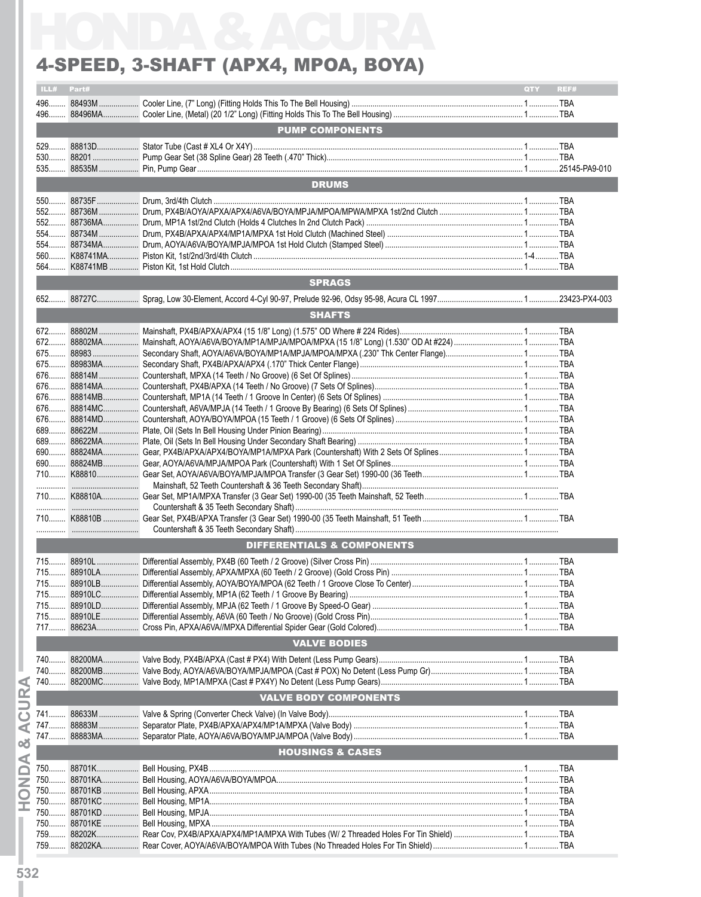# HONDA & ACURA

## 4-SPEED, 3-SHAFT (APX4, MPOA, BOYA)

| ILL# | Part# | Description | QTY | REF# |
|---|---|---|---|---|
| 496 | 88493M | Cooler Line, (7" Long) (Fitting Holds This To The Bell Housing) | 1 | TBA |
| 496 | 88496MA | Cooler Line, (Metal) (20 1/2" Long) (Fitting Holds This To The Bell Housing) | 1 | TBA |
| | | **PUMP COMPONENTS** | | |
| 529 | 88813D | Stator Tube (Cast # XL4 Or X4Y) | 1 | TBA |
| 530 | 88201 | Pump Gear Set (38 Spline Gear) 28 Teeth (.470" Thick) | 1 | TBA |
| 535 | 88535M | Pin, Pump Gear | 1 | 25145-PA9-010 |
| | | **DRUMS** | | |
| 550 | 88735F | Drum, 3rd/4th Clutch | 1 | TBA |
| 552 | 88736M | Drum, PX4B/AOYA/APXA/APX4/A6VA/BOYA/MPJA/MPOA/MPWA/MPXA 1st/2nd Clutch | 1 | TBA |
| 552 | 88736MA | Drum, MP1A 1st/2nd Clutch (Holds 4 Clutches In 2nd Clutch Pack) | 1 | TBA |
| 554 | 88734M | Drum, PX4B/APXA/APX4/MP1A/MPXA 1st Hold Clutch (Machined Steel) | 1 | TBA |
| 554 | 88734MA | Drum, AOYA/A6VA/BOYA/MPJA/MPOA 1st Hold Clutch (Stamped Steel) | 1 | TBA |
| 560 | K88741MA | Piston Kit, 1st/2nd/3rd/4th Clutch | 1-4 | TBA |
| 564 | K88741MB | Piston Kit, 1st Hold Clutch | 1 | TBA |
| | | **SPRAGS** | | |
| 652 | 88727C | Sprag, Low 30-Element, Accord 4-Cyl 90-97, Prelude 92-96, Odsy 95-98, Acura CL 1997 | 1 | 23423-PX4-003 |
| | | **SHAFTS** | | |
| 672 | 88802M | Mainshaft, PX4B/APXA/APX4 (15 1/8" Long) (1.575" OD Where # 224 Rides) | 1 | TBA |
| 672 | 88802MA | Mainshaft, AOYA/A6VA/BOYA/MP1A/MPJA/MPOA/MPXA (15 1/8" Long) (1.530" OD At #224) | 1 | TBA |
| 675 | 88983 | Secondary Shaft, AOYA/A6VA/BOYA/MP1A/MPJA/MPOA/MPXA (.230" Thk Center Flange) | 1 | TBA |
| 675 | 88983MA | Secondary Shaft, PX4B/APXA/APX4 (.170" Thick Center Flange) | 1 | TBA |
| 676 | 88814M | Countershaft, MPXA (14 Teeth / No Groove) (6 Set Of Splines) | 1 | TBA |
| 676 | 88814MA | Countershaft, PX4B/APXA (14 Teeth / No Groove) (7 Sets Of Splines) | 1 | TBA |
| 676 | 88814MB | Countershaft, MP1A (14 Teeth / 1 Groove In Center) (6 Sets Of Splines) | 1 | TBA |
| 676 | 88814MC | Countershaft, A6VA/MPJA (14 Teeth / 1 Groove By Bearing) (6 Sets Of Splines) | 1 | TBA |
| 676 | 88814MD | Countershaft, AOYA/BOYA/MPOA (15 Teeth / 1 Groove) (6 Sets Of Splines) | 1 | TBA |
| 689 | 88622M | Plate, Oil (Sets In Bell Housing Under Pinion Bearing) | 1 | TBA |
| 689 | 88622MA | Plate, Oil (Sets In Bell Housing Under Secondary Shaft Bearing) | 1 | TBA |
| 690 | 88824MA | Gear, PX4B/APXA/APX4/BOYA/MP1A/MPXA Park (Countershaft) With 2 Sets Of Splines | 1 | TBA |
| 690 | 88824MB | Gear, AOYA/A6VA/MPJA/MPOA Park (Countershaft) With 1 Set Of Splines | 1 | TBA |
| 710 | K88810 | Gear Set, AOYA/A6VA/BOYA/MPJA/MPOA Transfer (3 Gear Set) 1990-00 (36 Teeth Mainshaft, 52 Teeth Countershaft & 36 Teeth Secondary Shaft) | 1 | TBA |
| 710 | K88810A | Gear Set, MP1A/MPXA Transfer (3 Gear Set) 1990-00 (35 Teeth Mainshaft, 52 Teeth Countershaft & 35 Teeth Secondary Shaft) | 1 | TBA |
| 710 | K88810B | Gear Set, PX4B/APXA Transfer (3 Gear Set) 1990-00 (35 Teeth Mainshaft, 51 Teeth Countershaft & 35 Teeth Secondary Shaft) | 1 | TBA |
| | | **DIFFERENTIALS & COMPONENTS** | | |
| 715 | 88910L | Differential Assembly, PX4B (60 Teeth / 2 Groove) (Silver Cross Pin) | 1 | TBA |
| 715 | 88910LA | Differential Assembly, APXA/MPXA (60 Teeth / 2 Groove) (Gold Cross Pin) | 1 | TBA |
| 715 | 88910LB | Differential Assembly, AOYA/BOYA/MPOA (62 Teeth / 1 Groove Close To Center) | 1 | TBA |
| 715 | 88910LC | Differential Assembly, MP1A (62 Teeth / 1 Groove By Bearing) | 1 | TBA |
| 715 | 88910LD | Differential Assembly, MPJA (62 Teeth / 1 Groove By Speed-O Gear) | 1 | TBA |
| 715 | 88910LE | Differential Assembly, A6VA (60 Teeth / No Groove) (Gold Cross Pin) | 1 | TBA |
| 717 | 88623A | Cross Pin, APXA/A6VA//MPXA Differential Spider Gear (Gold Colored) | 1 | TBA |
| | | **VALVE BODIES** | | |
| 740 | 88200MA | Valve Body, PX4B/APXA (Cast # PX4) With Detent (Less Pump Gears) | 1 | TBA |
| 740 | 88200MB | Valve Body, AOYA/A6VA/BOYA/MPJA/MPOA (Cast # POX) No Detent (Less Pump Gr) | 1 | TBA |
| 740 | 88200MC | Valve Body, MP1A/MPXA (Cast # PX4Y) No Detent (Less Pump Gears) | 1 | TBA |
| | | **VALVE BODY COMPONENTS** | | |
| 741 | 88633M | Valve & Spring (Converter Check Valve) (In Valve Body) | 1 | TBA |
| 747 | 88883M | Separator Plate, PX4B/APXA/APX4/MP1A/MPXA (Valve Body) | 1 | TBA |
| 747 | 88883MA | Separator Plate, AOYA/A6VA/BOYA/MPJA/MPOA (Valve Body) | 1 | TBA |
| | | **HOUSINGS & CASES** | | |
| 750 | 88701K | Bell Housing, PX4B | 1 | TBA |
| 750 | 88701KA | Bell Housing, AOYA/A6VA/BOYA/MPOA | 1 | TBA |
| 750 | 88701KB | Bell Housing, APXA | 1 | TBA |
| 750 | 88701KC | Bell Housing, MP1A | 1 | TBA |
| 750 | 88701KD | Bell Housing, MPJA | 1 | TBA |
| 750 | 88701KE | Bell Housing, MPXA | 1 | TBA |
| 759 | 88202K | Rear Cov, PX4B/APXA/APX4/MP1A/MPXA With Tubes (W/ 2 Threaded Holes For Tin Shield) | 1 | TBA |
| 759 | 88202KA | Rear Cover, AOYA/A6VA/BOYA/MPOA With Tubes (No Threaded Holes For Tin Shield) | 1 | TBA |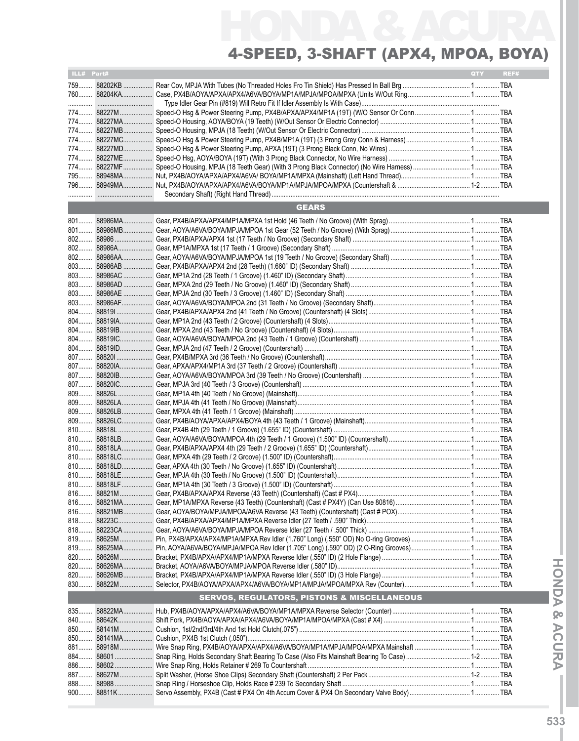# HONDA & ACURA

## 4-SPEED, 3-SHAFT (APX4, MPOA, BOYA)

| ILL# | Part# | Description | QTY | REF# |
|---|---|---|---|---|
| 759 | 88202KB | Rear Cov, MPJA With Tubes (No Threaded Holes Fro Tin Shield) Has Pressed In Ball Brg | 1 | TBA |
| 760 | 88204KA | Case, PX4B/AOYA/APXA/APX4/A6VA/BOYA/MP1A/MPJA/MPOA/MPXA (Units W/Out Ring Type Idler Gear Pin (#819) Will Retro Fit If Idler Assembly Is With Case) | 1 | TBA |
| 774 | 88227M | Speed-O Hsg & Power Steering Pump, PX4B/APXA/APX4/MP1A (19T) (W/O Sensor Or Conn | 1 | TBA |
| 774 | 88227MA | Speed-O Housing, AOYA/BOYA (19 Teeth) (W/Out Sensor Or Electric Connector) | 1 | TBA |
| 774 | 88227MB | Speed-O Housing, MPJA (18 Teeth) (W/Out Sensor Or Electric Connector) | 1 | TBA |
| 774 | 88227MC | Speed-O Hsg & Power Steering Pump, PX4B/MP1A (19T) (3 Prong Grey Conn & Harness) | 1 | TBA |
| 774 | 88227MD | Speed-O Hsg & Power Steering Pump, APXA (19T) (3 Prong Black Conn, No Wires) | 1 | TBA |
| 774 | 88227ME | Speed-O Hsg, AOYA/BOYA (19T) (With 3 Prong Black Connector, No Wire Harness) | 1 | TBA |
| 774 | 88227MF | Speed-O Housing, MPJA (18 Teeth Gear) (With 3 Prong Black Connector) (No Wire Harness) | 1 | TBA |
| 795 | 88948MA | Nut, PX4B/AOYA/APXA/APX4/A6VA/ BOYA/MP1A/MPXA (Mainshaft) (Left Hand Thread) | 1 | TBA |
| 796 | 88949MA | Nut, PX4B/AOYA/APXA/APX4/A6VA/BOYA/MP1A/MPJA/MPOA/MPXA (Countershaft & Secondary Shaft) (Right Hand Thread) | 1-2 | TBA |

### GEARS

| ILL# | Part# | Description | QTY | REF# |
|---|---|---|---|---|
| 801 | 88986MA | Gear, PX4B/APXA/APX4/MP1A/MPXA 1st Hold (46 Teeth / No Groove) (With Sprag) | 1 | TBA |
| 801 | 88986MB | Gear, AOYA/A6VA/BOYA/MPJA/MPOA 1st Gear (52 Teeth / No Groove) (With Sprag) | 1 | TBA |
| 802 | 88986 | Gear, PX4B/APXA/APX4 1st (17 Teeth / No Groove) (Secondary Shaft) | 1 | TBA |
| 802 | 88986A | Gear, MP1A/MPXA 1st (17 Teeth / 1 Groove) (Secondary Shaft) | 1 | TBA |
| 802 | 88986AA | Gear, AOYA/A6VA/BOYA/MPJA/MPOA 1st (19 Teeth / No Groove) (Secondary Shaft) | 1 | TBA |
| 803 | 88986AB | Gear, PX4B/APXA/APX4 2nd (28 Teeth) (1.660" ID) (Secondary Shaft) | 1 | TBA |
| 803 | 88986AC | Gear, MP1A 2nd (28 Teeth / 1 Groove) (1.460" ID) (Secondary Shaft) | 1 | TBA |
| 803 | 88986AD | Gear, MPXA 2nd (29 Teeth / No Groove) (1.460" ID) (Secondary Shaft) | 1 | TBA |
| 803 | 88986AE | Gear, MPJA 2nd (30 Teeth / 3 Groove) (1.460" ID) (Secondary Shaft) | 1 | TBA |
| 803 | 88986AF | Gear, AOYA/A6VA/BOYA/MPOA 2nd (31 Teeth / No Groove) (Secondary Shaft) | 1 | TBA |
| 804 | 88819I | Gear, PX4B/APXA/APX4 2nd (41 Teeth / No Groove) (Countershaft) (4 Slots) | 1 | TBA |
| 804 | 88819IA | Gear, MP1A 2nd (43 Teeth / 2 Groove) (Countershaft) (4 Slots) | 1 | TBA |
| 804 | 88819IB | Gear, MPXA 2nd (43 Teeth / No Groove) (Countershaft) (4 Slots) | 1 | TBA |
| 804 | 88819IC | Gear, AOYA/A6VA/BOYA/MPOA 2nd (43 Teeth / 1 Groove) (Countershaft) | 1 | TBA |
| 804 | 88819ID | Gear, MPJA 2nd (47 Teeth / 2 Groove) (Countershaft) | 1 | TBA |
| 807 | 88820I | Gear, PX4B/MPXA 3rd (36 Teeth / No Groove) (Countershaft) | 1 | TBA |
| 807 | 88820IA | Gear, APXA/APX4/MP1A 3rd (37 Teeth / 2 Groove) (Countershaft) | 1 | TBA |
| 807 | 88820IB | Gear, AOYA/A6VA/BOYA/MPOA 3rd (39 Teeth / No Groove) (Countershaft) | 1 | TBA |
| 807 | 88820IC | Gear, MPJA 3rd (40 Teeth / 3 Groove) (Countershaft) | 1 | TBA |
| 809 | 88826L | Gear, MP1A 4th (40 Teeth / No Groove) (Mainshaft) | 1 | TBA |
| 809 | 88826LA | Gear, MPJA 4th (41 Teeth / No Groove) (Mainshaft) | 1 | TBA |
| 809 | 88826LB | Gear, MPXA 4th (41 Teeth / 1 Groove) (Mainshaft) | 1 | TBA |
| 809 | 88826LC | Gear, PX4B/AOYA/APXA/APX4/BOYA 4th (43 Teeth / 1 Groove) (Mainshaft) | 1 | TBA |
| 810 | 88818L | Gear, PX4B 4th (29 Teeth / 1 Groove) (1.655" ID) (Countershaft) | 1 | TBA |
| 810 | 88818LB | Gear, AOYA/A6VA/BOYA/MPOA 4th (29 Teeth / 1 Groove) (1.500" ID) (Countershaft) | 1 | TBA |
| 810 | 88818LA | Gear, PX4B/APXA/APX4 4th (29 Teeth / 2 Groove) (1.655" ID) (Countershaft) | 1 | TBA |
| 810 | 88818LC | Gear, MPXA 4th (29 Teeth / 2 Groove) (1.500" ID) (Countershaft) | 1 | TBA |
| 810 | 88818LD | Gear, APXA 4th (30 Teeth / No Groove) (1.655" ID) (Countershaft) | 1 | TBA |
| 810 | 88818LE | Gear, MPJA 4th (30 Teeth / No Groove) (1.500" ID) (Countershaft) | 1 | TBA |
| 810 | 88818LF | Gear, MP1A 4th (30 Teeth / 3 Groove) (1.500" ID) (Countershaft) | 1 | TBA |
| 816 | 88821M | Gear, PX4B/APXA/APX4 Reverse (43 Teeth) (Countershaft) (Cast # PX4) | 1 | TBA |
| 816 | 88821MA | Gear, MP1A/MPXA Reverse (43 Teeth) (Countershaft) (Cast # PX4Y) (Can Use 80816) | 1 | TBA |
| 816 | 88821MB | Gear, AOYA/BOYA/MPJA/MPOA/A6VA Reverse (43 Teeth) (Countershaft) (Cast # POX) | 1 | TBA |
| 818 | 88223C | Gear, PX4B/APXA/APX4/MP1A/MPXA Reverse Idler (27 Teeth / .590" Thick) | 1 | TBA |
| 818 | 88223CA | Gear, AOYA/A6VA/BOYA/MPJA/MPOA Reverse Idler (27 Teeth / .500" Thick) | 1 | TBA |
| 819 | 88625M | Pin, PX4B/APXA/APX4/MP1A/MPXA Rev Idler (1.760" Long) (.550" OD) No O-ring Grooves) | 1 | TBA |
| 819 | 88625MA | Pin, AOYA/A6VA/BOYA/MPJA/MPOA Rev Idler (1.705" Long) (.590" OD) (2 O-Ring Grooves) | 1 | TBA |
| 820 | 88626M | Bracket, PX4B/APXA/APX4/MP1A/MPXA Reverse Idler (.550" ID) (2 Hole Flange) | 1 | TBA |
| 820 | 88626MA | Bracket, AOYA/A6VA/BOYA/MPJA/MPOA Reverse Idler (.580" ID) | 1 | TBA |
| 820 | 88626MB | Bracket, PX4B/APXA/APX4/MP1A/MPXA Reverse Idler (.550" ID) (3 Hole Flange) | 1 | TBA |
| 830 | 88822M | Selector, PX4B/AOYA/APXA/APX4/A6VA/BOYA/MP1A/MPJA/MPOA/MPXA Rev (Counter) | 1 | TBA |

### SERVOS, REGULATORS, PISTONS & MISCELLANEOUS

| ILL# | Part# | Description | QTY | REF# |
|---|---|---|---|---|
| 835 | 88822MA | Hub, PX4B/AOYA/APXA/APX4/A6VA/BOYA/MP1A/MPXA Reverse Selector (Counter) | 1 | TBA |
| 840 | 88642K | Shift Fork, PX4B/AOYA/APXA/APX4/A6VA/BOYA/MP1A/MPOA/MPXA (Cast # X4) | 1 | TBA |
| 850 | 88141M | Cushion, 1st/2nd/3rd/4th And 1st Hold Clutch(.075") | 1 | TBA |
| 850 | 88141MA | Cushion, PX4B 1st Clutch (.050") | 1 | TBA |
| 881 | 88918M | Wire Snap Ring, PX4B/AOYA/APXA/APX4/A6VA/BOYA/MP1A/MPJA/MPOA/MPXA Mainshaft | 1 | TBA |
| 884 | 88601 | Snap Ring, Holds Secondary Shaft Bearing To Case (Also Fits Mainshaft Bearing To Case) | 1-2 | TBA |
| 886 | 88602 | Wire Snap Ring, Holds Retainer # 269 To Countershaft | 1 | TBA |
| 887 | 88627M | Split Washer, (Horse Shoe Clips) Secondary Shaft (Countershaft) 2 Per Pack | 1-2 | TBA |
| 888 | 88988 | Snap Ring / Horseshoe Clip, Holds Race # 239 To Secondary Shaft | 1 | TBA |
| 900 | 88811K | Servo Assembly, PX4B (Cast # PX4 On 4th Accum Cover & PX4 On Secondary Valve Body) | 1 | TBA |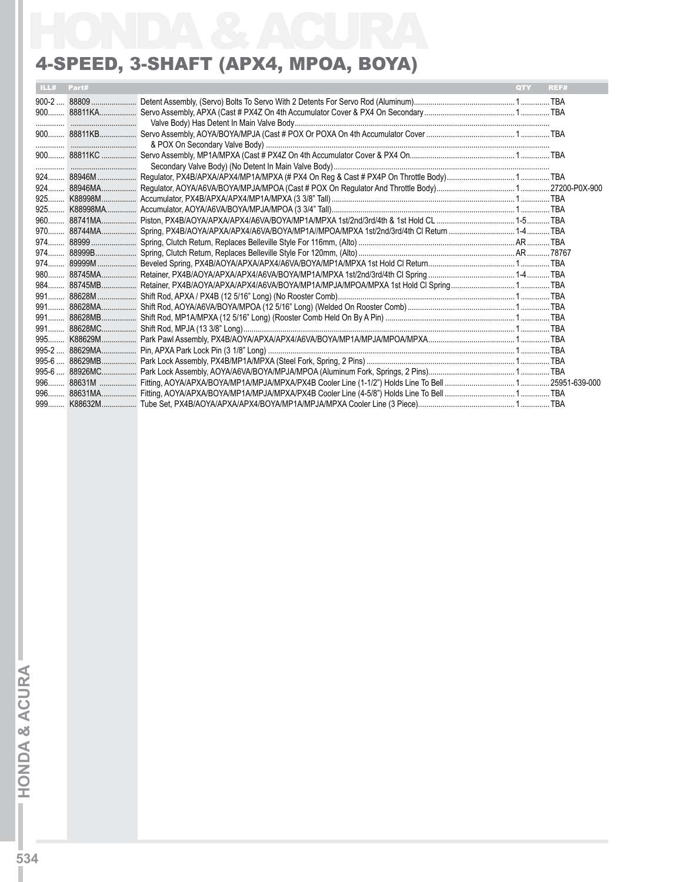# HONDA & ACURA

## 4-SPEED, 3-SHAFT (APX4, MPOA, BOYA)

| ILL# | Part# | | QTY | REF# |
|---|---|---|---|---|
| 900-2 | 88809 | Detent Assembly, (Servo) Bolts To Servo With 2 Detents For Servo Rod (Aluminum) | 1 | TBA |
| 900 | 88811KA | Servo Assembly, APXA (Cast # PX4Z On 4th Accumulator Cover & PX4 On Secondary Valve Body) Has Detent In Main Valve Body | 1 | TBA |
| 900 | 88811KB | Servo Assembly, AOYA/BOYA/MPJA (Cast # POX Or POXA On 4th Accumulator Cover & POX On Secondary Valve Body) | 1 | TBA |
| 900 | 88811KC | Servo Assembly, MP1A/MPXA (Cast # PX4Z On 4th Accumulator Cover & PX4 On Secondary Valve Body) (No Detent In Main Valve Body) | 1 | TBA |
| 924 | 88946M | Regulator, PX4B/APXA/APX4/MP1A/MPXA (# PX4 On Reg & Cast # PX4P On Throttle Body) | 1 | TBA |
| 924 | 88946MA | Regulator, AOYA/A6VA/BOYA/MPJA/MPOA (Cast # POX On Regulator And Throttle Body) | 1 | 27200-P0X-900 |
| 925 | K88998M | Accumulator, PX4B/APXA/APX4/MP1A/MPXA (3 3/8" Tall) | 1 | TBA |
| 925 | K88998MA | Accumulator, AOYA/A6VA/BOYA/MPJA/MPOA (3 3/4" Tall) | 1 | TBA |
| 960 | 88741MA | Piston, PX4B/AOYA/APXA/APX4/A6VA/BOYA/MP1A/MPXA 1st/2nd/3rd/4th & 1st Hold CL | 1-5 | TBA |
| 970 | 88744MA | Spring, PX4B/AOYA/APXA/APX4/A6VA/BOYA/MP1A//MPOA/MPXA 1st/2nd/3rd/4th Cl Return | 1-4 | TBA |
| 974 | 88999 | Spring, Clutch Return, Replaces Belleville Style For 116mm, (Alto) | AR | TBA |
| 974 | 88999B | Spring, Clutch Return, Replaces Belleville Style For 120mm, (Alto) | AR | 78767 |
| 974 | 89999M | Beveled Spring, PX4B/AOYA/APXA/APX4/A6VA/BOYA/MP1A/MPXA 1st Hold Cl Return | 1 | TBA |
| 980 | 88745MA | Retainer, PX4B/AOYA/APXA/APX4/A6VA/BOYA/MP1A/MPXA 1st/2nd/3rd/4th Cl Spring | 1-4 | TBA |
| 984 | 88745MB | Retainer, PX4B/AOYA/APXA/APX4/A6VA/BOYA/MP1A/MPJA/MPOA/MPXA 1st Hold Cl Spring | 1 | TBA |
| 991 | 88628M | Shift Rod, APXA / PX4B (12 5/16" Long) (No Rooster Comb) | 1 | TBA |
| 991 | 88628MA | Shift Rod, AOYA/A6VA/BOYA/MPOA (12 5/16" Long) (Welded On Rooster Comb) | 1 | TBA |
| 991 | 88628MB | Shift Rod, MP1A/MPXA (12 5/16" Long) (Rooster Comb Held On By A Pin) | 1 | TBA |
| 991 | 88628MC | Shift Rod, MPJA (13 3/8" Long) | 1 | TBA |
| 995 | K88629M | Park Pawl Assembly, PX4B/AOYA/APXA/APX4/A6VA/BOYA/MP1A/MPJA/MPOA/MPXA | 1 | TBA |
| 995-2 | 88629MA | Pin, APXA Park Lock Pin (3 1/8" Long) | 1 | TBA |
| 995-6 | 88629MB | Park Lock Assembly, PX4B/MP1A/MPXA (Steel Fork, Spring, 2 Pins) | 1 | TBA |
| 995-6 | 88926MC | Park Lock Assembly, AOYA/A6VA/BOYA/MPJA/MPOA (Aluminum Fork, Springs, 2 Pins) | 1 | TBA |
| 996 | 88631M | Fitting, AOYA/APXA/BOYA/MP1A/MPJA/MPXA/PX4B Cooler Line (1-1/2") Holds Line To Bell | 1 | 25951-639-000 |
| 996 | 88631MA | Fitting, AOYA/APXA/BOYA/MP1A/MPJA/MPXA/PX4B Cooler Line (4-5/8") Holds Line To Bell | 1 | TBA |
| 999 | K88632M | Tube Set, PX4B/AOYA/APXA/APX4/BOYA/MP1A/MPJA/MPXA Cooler Line (3 Piece) | 1 | TBA |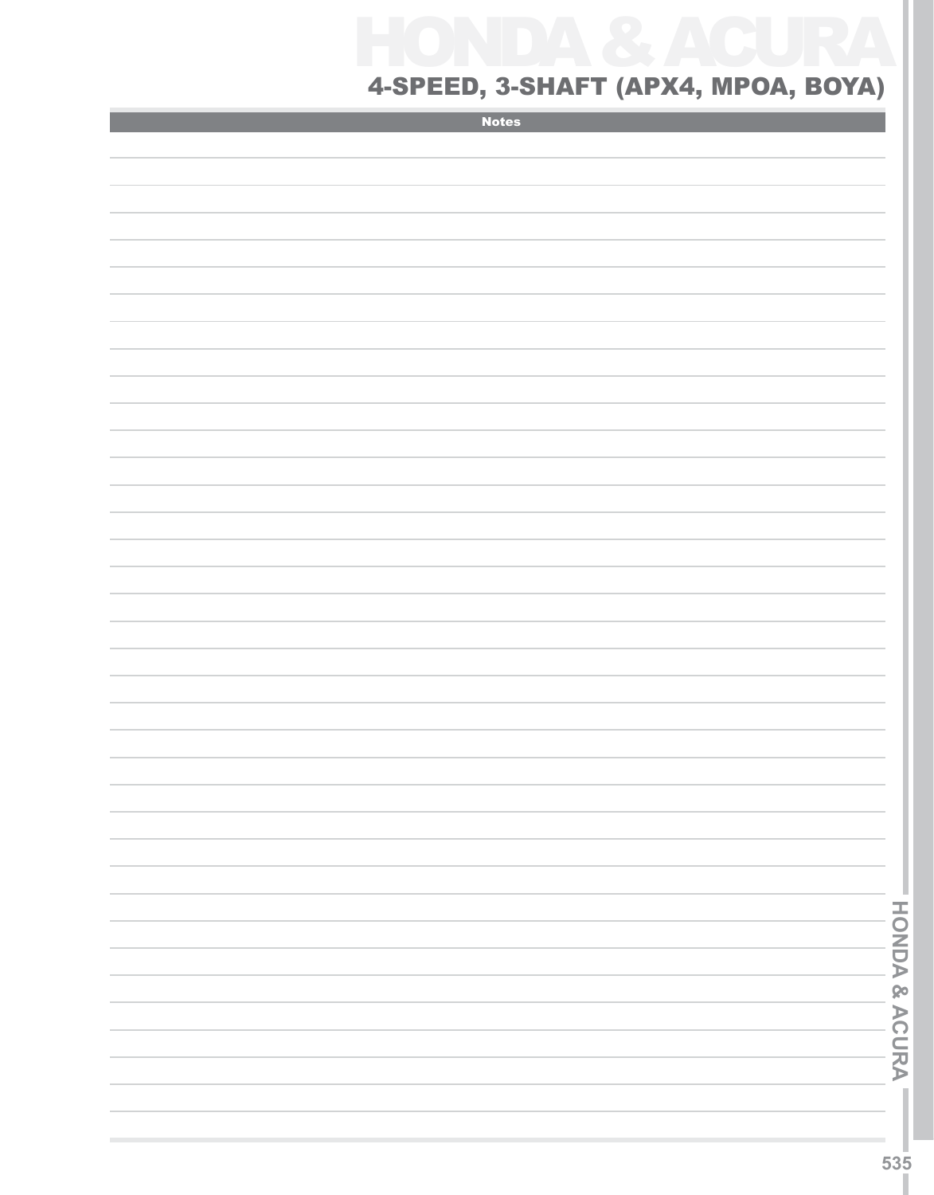## Notes